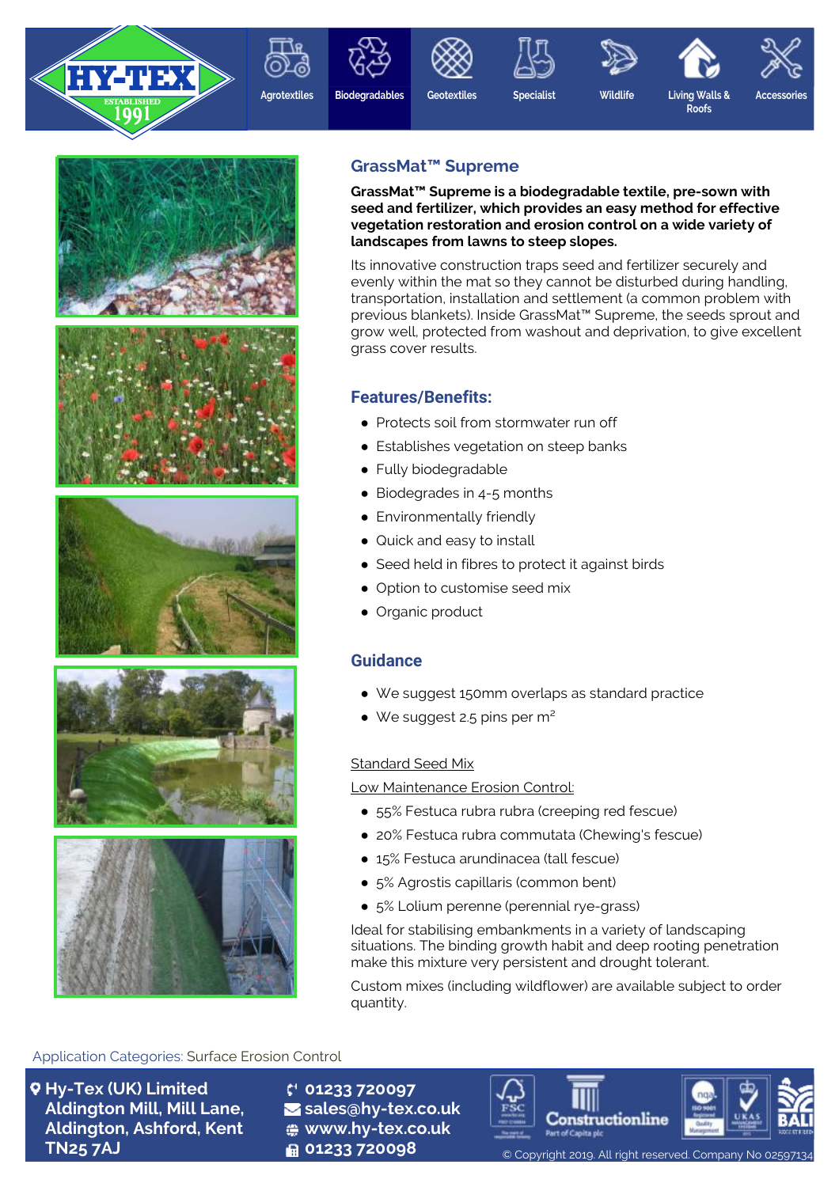Agrotextiles | Biodegradables | Geotextiles | Specialist | Wildlife | Living Walls & Roofs | Accessories

## GrassMat™ Supreme

**GrassMat™ Supreme is a biodegradable textile, pre-sown with seed and fertilizer, which provides an easy method for effective vegetation restoration and erosion control on a wide variety of landscapes from lawns to steep slopes.**

Its innovative construction traps seed and fertilizer securely and evenly within the mat so they cannot be disturbed during handling, transportation, installation and settlement (a common problem with previous blankets). Inside GrassMat™ Supreme, the seeds sprout and grow well, protected from washout and deprivation, to give excellent grass cover results.

### Features/Benefits:

- Protects soil from stormwater run off
- Establishes vegetation on steep banks
- Fully biodegradable
- Biodegrades in 4-5 months
- Environmentally friendly
- Quick and easy to install
- Seed held in fibres to protect it against birds
- Option to customise seed mix
- Organic product

### Guidance

- We suggest 150mm overlaps as standard practice
- We suggest 2.5 pins per m$^2$

Standard Seed Mix

Low Maintenance Erosion Control:

- 55% Festuca rubra rubra (creeping red fescue)
- 20% Festuca rubra commutata (Chewing's fescue)
- 15% Festuca arundinacea (tall fescue)
- 5% Agrostis capillaris (common bent)
- 5% Lolium perenne (perennial rye-grass)

Ideal for stabilising embankments in a variety of landscaping situations. The binding growth habit and deep rooting penetration make this mixture very persistent and drought tolerant.

Custom mixes (including wildflower) are available subject to order quantity.

Application Categories: Surface Erosion Control

**Hy-Tex (UK) Limited**
**Aldington Mill, Mill Lane,**
**Aldington, Ashford, Kent**
**TN25 7AJ**

**01233 720097**
**sales@hy-tex.co.uk**
**www.hy-tex.co.uk**
**01233 720098**

© Copyright 2019. All right reserved. Company No 02597134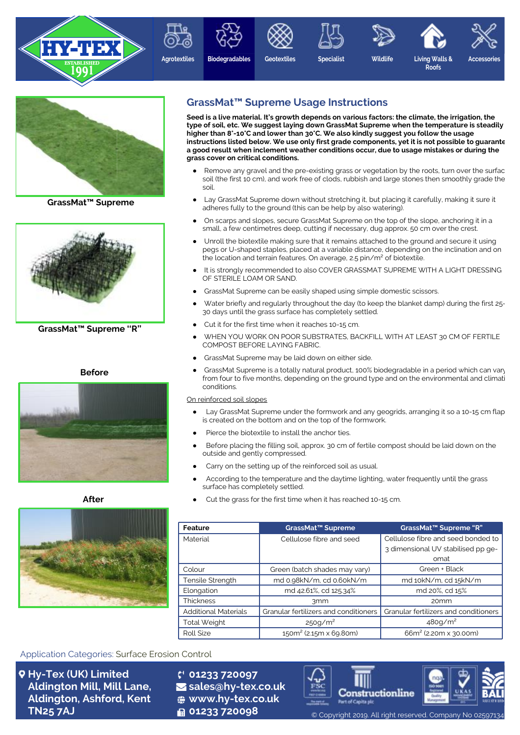GrassMat™ Supreme

GrassMat™ Supreme "R"

Before

After

## GrassMat™ Supreme Usage Instructions

**Seed is a live material. It's growth depends on various factors: the climate, the irrigation, the type of soil, etc. We suggest laying down GrassMat Supreme when the temperature is steadily higher than 8°-10°C and lower than 30°C. We also kindly suggest you follow the usage instructions listed below. We use only first grade components, yet it is not possible to guarante a good result when inclement weather conditions occur, due to usage mistakes or during the grass cover on critical conditions.**

- Remove any gravel and the pre-existing grass or vegetation by the roots, turn over the surfac soil (the first 10 cm), and work free of clods, rubbish and large stones then smoothly grade the soil.
- Lay GrassMat Supreme down without stretching it, but placing it carefully, making it sure it adheres fully to the ground (this can be help by also watering).
- On scarps and slopes, secure GrassMat Supreme on the top of the slope, anchoring it in a small, a few centimetres deep, cutting if necessary, dug approx. 50 cm over the crest.
- Unroll the biotextile making sure that it remains attached to the ground and secure it using pegs or U-shaped staples, placed at a variable distance, depending on the inclination and on the location and terrain features. On average, 2.5 pin/m² of biotextile.
- It is strongly recommended to also COVER GRASSMAT SUPREME WITH A LIGHT DRESSING OF STERILE LOAM OR SAND.
- GrassMat Supreme can be easily shaped using simple domestic scissors.
- Water briefly and regularly throughout the day (to keep the blanket damp) during the first 25-30 days until the grass surface has completely settled.
- Cut it for the first time when it reaches 10-15 cm.
- WHEN YOU WORK ON POOR SUBSTRATES, BACKFILL WITH AT LEAST 30 CM OF FERTILE COMPOST BEFORE LAYING FABRIC.
- GrassMat Supreme may be laid down on either side.
- GrassMat Supreme is a totally natural product, 100% biodegradable in a period which can vary from four to five months, depending on the ground type and on the environmental and climati conditions.

On reinforced soil slopes

- Lay GrassMat Supreme under the formwork and any geogrids, arranging it so a 10-15 cm flap is created on the bottom and on the top of the formwork.
- Pierce the biotextile to install the anchor ties.
- Before placing the filling soil, approx. 30 cm of fertile compost should be laid down on the outside and gently compressed.
- Carry on the setting up of the reinforced soil as usual.
- According to the temperature and the daytime lighting, water frequently until the grass surface has completely settled.
- Cut the grass for the first time when it has reached 10-15 cm.

| Feature | GrassMat™ Supreme | GrassMat™ Supreme "R" |
|---|---|---|
| Material | Cellulose fibre and seed | Cellulose fibre and seed bonded to 3 dimensional UV stabilised pp geomat |
| Colour | Green (batch shades may vary) | Green + Black |
| Tensile Strength | md 0.98kN/m, cd 0.60kN/m | md 10kN/m, cd 15kN/m |
| Elongation | md 42.61%, cd 125.34% | md 20%, cd 15% |
| Thickness | 3mm | 20mm |
| Additional Materials | Granular fertilizers and conditioners | Granular fertilizers and conditioners |
| Total Weight | 250g/m² | 480g/m² |
| Roll Size | 150m² (2.15m x 69.80m) | 66m² (2.20m x 30.00m) |

Application Categories: Surface Erosion Control

Hy-Tex (UK) Limited
Aldington Mill, Mill Lane,
Aldington, Ashford, Kent
TN25 7AJ

01233 720097
sales@hy-tex.co.uk
www.hy-tex.co.uk
01233 720098

© Copyright 2019. All right reserved. Company No 02597134